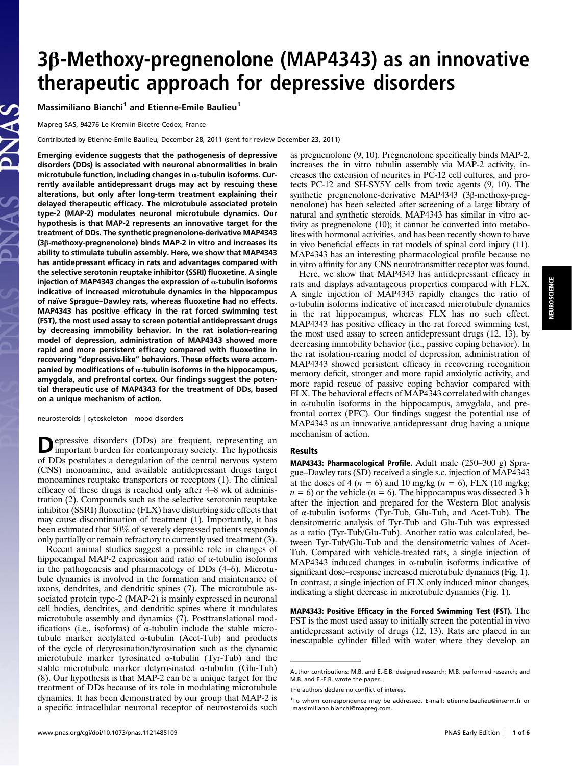# 3β-Methoxy-pregnenolone (MAP4343) as an innovative therapeutic approach for depressive disorders

Massimiliano Bianchi[1] and Etienne-Emile Baulieu[1]

Mapreg SAS, 94276 Le Kremlin-Bicetre Cedex, France

Contributed by Etienne-Emile Baulieu, December 28, 2011 (sent for review December 23, 2011)

**Emerging evidence suggests that the pathogenesis of depressive disorders (DDs) is associated with neuronal abnormalities in brain microtubule function, including changes in α-tubulin isoforms. Currently available antidepressant drugs may act by rescuing these alterations, but only after long-term treatment explaining their delayed therapeutic efficacy. The microtubule associated protein type-2 (MAP-2) modulates neuronal microtubule dynamics. Our hypothesis is that MAP-2 represents an innovative target for the treatment of DDs. The synthetic pregnenolone-derivative MAP4343 (3β-methoxy-pregnenolone) binds MAP-2 in vitro and increases its ability to stimulate tubulin assembly. Here, we show that MAP4343 has antidepressant efficacy in rats and advantages compared with the selective serotonin reuptake inhibitor (SSRI) fluoxetine. A single injection of MAP4343 changes the expression of α-tubulin isoforms indicative of increased microtubule dynamics in the hippocampus of naïve Sprague–Dawley rats, whereas fluoxetine had no effects. MAP4343 has positive efficacy in the rat forced swimming test (FST), the most used assay to screen potential antidepressant drugs by decreasing immobility behavior. In the rat isolation-rearing model of depression, administration of MAP4343 showed more rapid and more persistent efficacy compared with fluoxetine in recovering "depressive-like" behaviors. These effects were accompanied by modifications of α-tubulin isoforms in the hippocampus, amygdala, and prefrontal cortex. Our findings suggest the potential therapeutic use of MAP4343 for the treatment of DDs, based on a unique mechanism of action.**

neurosteroids | cytoskeleton | mood disorders

Depressive disorders (DDs) are frequent, representing an important burden for contemporary society. The hypothesis of DDs postulates a deregulation of the central nervous system (CNS) monoamine, and available antidepressant drugs target monoamines reuptake transporters or receptors (1). The clinical efficacy of these drugs is reached only after 4–8 wk of administration (2). Compounds such as the selective serotonin reuptake inhibitor (SSRI) fluoxetine (FLX) have disturbing side effects that may cause discontinuation of treatment (1). Importantly, it has been estimated that 50% of severely depressed patients responds only partially or remain refractory to currently used treatment (3).

Recent animal studies suggest a possible role in changes of hippocampal MAP-2 expression and ratio of α-tubulin isoforms in the pathogenesis and pharmacology of DDs (4–6). Microtubule dynamics is involved in the formation and maintenance of axons, dendrites, and dendritic spines (7). The microtubule associated protein type-2 (MAP-2) is mainly expressed in neuronal cell bodies, dendrites, and dendritic spines where it modulates microtubule assembly and dynamics (7). Posttranslational modifications (i.e., isoforms) of α-tubulin include the stable microtubule marker acetylated α-tubulin (Acet-Tub) and products of the cycle of detyrosination/tyrosination such as the dynamic microtubule marker tyrosinated α-tubulin (Tyr-Tub) and the stable microtubule marker detyrosinated α-tubulin (Glu-Tub) (8). Our hypothesis is that MAP-2 can be a unique target for the treatment of DDs because of its role in modulating microtubule dynamics. It has been demonstrated by our group that MAP-2 is a specific intracellular neuronal receptor of neurosteroids such as pregnenolone (9, 10). Pregnenolone specifically binds MAP-2, increases the in vitro tubulin assembly via MAP-2 activity, increases the extension of neurites in PC-12 cell cultures, and protects PC-12 and SH-SY5Y cells from toxic agents (9, 10). The synthetic pregnenolone-derivative MAP4343 (3β-methoxy-pregnenolone) has been selected after screening of a large library of natural and synthetic steroids. MAP4343 has similar in vitro activity as pregnenolone (10); it cannot be converted into metabolites with hormonal activities, and has been recently shown to have in vivo beneficial effects in rat models of spinal cord injury (11). MAP4343 has an interesting pharmacological profile because no in vitro affinity for any CNS neurotransmitter receptor was found.

Here, we show that MAP4343 has antidepressant efficacy in rats and displays advantageous properties compared with FLX. A single injection of MAP4343 rapidly changes the ratio of α-tubulin isoforms indicative of increased microtubule dynamics in the rat hippocampus, whereas FLX has no such effect. MAP4343 has positive efficacy in the rat forced swimming test, the most used assay to screen antidepressant drugs (12, 13), by decreasing immobility behavior (i.e., passive coping behavior). In the rat isolation-rearing model of depression, administration of MAP4343 showed persistent efficacy in recovering recognition memory deficit, stronger and more rapid anxiolytic activity, and more rapid rescue of passive coping behavior compared with FLX. The behavioral effects of MAP4343 correlated with changes in α-tubulin isoforms in the hippocampus, amygdala, and prefrontal cortex (PFC). Our findings suggest the potential use of MAP4343 as an innovative antidepressant drug having a unique mechanism of action.

## Results

**MAP4343: Pharmacological Profile.** Adult male (250–300 g) Sprague–Dawley rats (SD) received a single s.c. injection of MAP4343 at the doses of 4 ($n = 6$) and 10 mg/kg ($n = 6$), FLX (10 mg/kg; $n = 6$) or the vehicle ($n = 6$). The hippocampus was dissected 3 h after the injection and prepared for the Western Blot analysis of α-tubulin isoforms (Tyr-Tub, Glu-Tub, and Acet-Tub). The densitometric analysis of Tyr-Tub and Glu-Tub was expressed as a ratio (Tyr-Tub/Glu-Tub). Another ratio was calculated, between Tyr-Tub/Glu-Tub and the densitometric values of Acet-Tub. Compared with vehicle-treated rats, a single injection of MAP4343 induced changes in α-tubulin isoforms indicative of significant dose–response increased microtubule dynamics (Fig. 1). In contrast, a single injection of FLX only induced minor changes, indicating a slight decrease in microtubule dynamics (Fig. 1).

**MAP4343: Positive Efficacy in the Forced Swimming Test (FST).** The FST is the most used assay to initially screen the potential in vivo antidepressant activity of drugs (12, 13). Rats are placed in an inescapable cylinder filled with water where they develop an

---

Author contributions: M.B. and E.-E.B. designed research; M.B. performed research; and M.B. and E.-E.B. wrote the paper.

The authors declare no conflict of interest.

[1]To whom correspondence may be addressed. E-mail: etienne.baulieu@inserm.fr or massimiliano.bianchi@mapreg.com.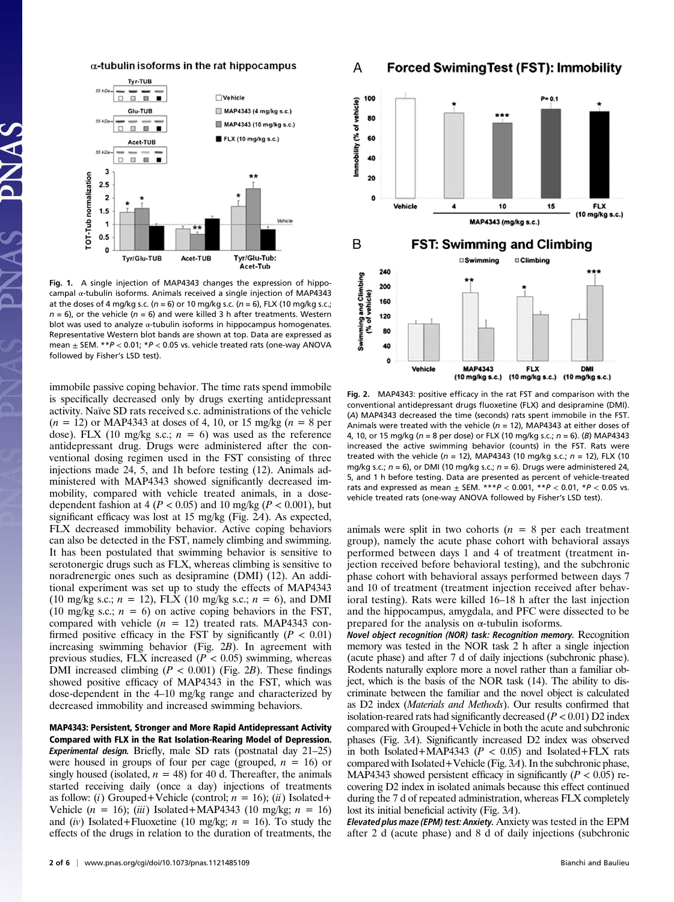Fig. 1. A single injection of MAP4343 changes the expression of hippocampal α-tubulin isoforms. Animals received a single injection of MAP4343 at the doses of 4 mg/kg s.c. ($n = 6$) or 10 mg/kg s.c. ($n = 6$), FLX (10 mg/kg s.c.; $n = 6$), or the vehicle ($n = 6$) and were killed 3 h after treatments. Western blot was used to analyze α-tubulin isoforms in hippocampus homogenates. Representative Western blot bands are shown at top. Data are expressed as mean ± SEM. ** $P < 0.01$; * $P < 0.05$ vs. vehicle treated rats (one-way ANOVA followed by Fisher's LSD test).

Fig. 2. MAP4343: positive efficacy in the rat FST and comparison with the conventional antidepressant drugs fluoxetine (FLX) and desipramine (DMI). (A) MAP4343 decreased the time (seconds) rats spent immobile in the FST. Animals were treated with the vehicle ($n = 12$), MAP4343 at either doses of 4, 10, or 15 mg/kg ($n = 8$ per dose) or FLX (10 mg/kg s.c.; $n = 6$). (B) MAP4343 increased the active swimming behavior (counts) in the FST. Rats were treated with the vehicle ($n = 12$), MAP4343 (10 mg/kg s.c.; $n = 12$), FLX (10 mg/kg s.c.; $n = 6$), or DMI (10 mg/kg s.c.; $n = 6$). Drugs were administered 24, 5, and 1 h before testing. Data are presented as percent of vehicle-treated rats and expressed as mean ± SEM. *** $P < 0.001$, ** $P < 0.01$, * $P < 0.05$ vs. vehicle treated rats (one-way ANOVA followed by Fisher's LSD test).

immobile passive coping behavior. The time rats spend immobile is specifically decreased only by drugs exerting antidepressant activity. Naïve SD rats received s.c. administrations of the vehicle ($n = 12$) or MAP4343 at doses of 4, 10, or 15 mg/kg ($n = 8$ per dose). FLX (10 mg/kg s.c.; $n = 6$) was used as the reference antidepressant drug. Drugs were administered after the conventional dosing regimen used in the FST consisting of three injections made 24, 5, and 1h before testing (12). Animals administered with MAP4343 showed significantly decreased immobility, compared with vehicle treated animals, in a dose-dependent fashion at 4 ($P < 0.05$) and 10 mg/kg ($P < 0.001$), but significant efficacy was lost at 15 mg/kg (Fig. 2A). As expected, FLX decreased immobility behavior. Active coping behaviors can also be detected in the FST, namely climbing and swimming. It has been postulated that swimming behavior is sensitive to serotonergic drugs such as FLX, whereas climbing is sensitive to noradrenergic ones such as desipramine (DMI) (12). An additional experiment was set up to study the effects of MAP4343 (10 mg/kg s.c.; $n = 12$), FLX (10 mg/kg s.c.; $n = 6$), and DMI (10 mg/kg s.c.; $n = 6$) on active coping behaviors in the FST, compared with vehicle ($n = 12$) treated rats. MAP4343 confirmed positive efficacy in the FST by significantly ($P < 0.01$) increasing swimming behavior (Fig. 2B). In agreement with previous studies, FLX increased ($P < 0.05$) swimming, whereas DMI increased climbing ($P < 0.001$) (Fig. 2B). These findings showed positive efficacy of MAP4343 in the FST, which was dose-dependent in the 4–10 mg/kg range and characterized by decreased immobility and increased swimming behaviors.

**MAP4343: Persistent, Stronger and More Rapid Antidepressant Activity Compared with FLX in the Rat Isolation-Rearing Model of Depression.** ***Experimental design.*** Briefly, male SD rats (postnatal day 21–25) were housed in groups of four per cage (grouped, $n = 16$) or singly housed (isolated, $n = 48$) for 40 d. Thereafter, the animals started receiving daily (once a day) injections of treatments as follow: (*i*) Grouped+Vehicle (control; $n = 16$); (*ii*) Isolated+Vehicle ($n = 16$); (*iii*) Isolated+MAP4343 (10 mg/kg; $n = 16$) and (*iv*) Isolated+Fluoxetine (10 mg/kg; $n = 16$). To study the effects of the drugs in relation to the duration of treatments, the animals were split in two cohorts ($n = 8$ per each treatment group), namely the acute phase cohort with behavioral assays performed between days 1 and 4 of treatment (treatment injection received before behavioral testing), and the subchronic phase cohort with behavioral assays performed between days 7 and 10 of treatment (treatment injection received after behavioral testing). Rats were killed 16–18 h after the last injection and the hippocampus, amygdala, and PFC were dissected to be prepared for the analysis on α-tubulin isoforms.

***Novel object recognition (NOR) task: Recognition memory.*** Recognition memory was tested in the NOR task 2 h after a single injection (acute phase) and after 7 d of daily injections (subchronic phase). Rodents naturally explore more a novel rather than a familiar object, which is the basis of the NOR task (14). The ability to discriminate between the familiar and the novel object is calculated as D2 index (*Materials and Methods*). Our results confirmed that isolation-reared rats had significantly decreased ($P < 0.01$) D2 index compared with Grouped+Vehicle in both the acute and subchronic phases (Fig. 3A). Significantly increased D2 index was observed in both Isolated+MAP4343 ($P < 0.05$) and Isolated+FLX rats compared with Isolated+Vehicle (Fig. 3A). In the subchronic phase, MAP4343 showed persistent efficacy in significantly ($P < 0.05$) recovering D2 index in isolated animals because this effect continued during the 7 d of repeated administration, whereas FLX completely lost its initial beneficial activity (Fig. 3A).

***Elevated plus maze (EPM) test: Anxiety.*** Anxiety was tested in the EPM after 2 d (acute phase) and 8 d of daily injections (subchronic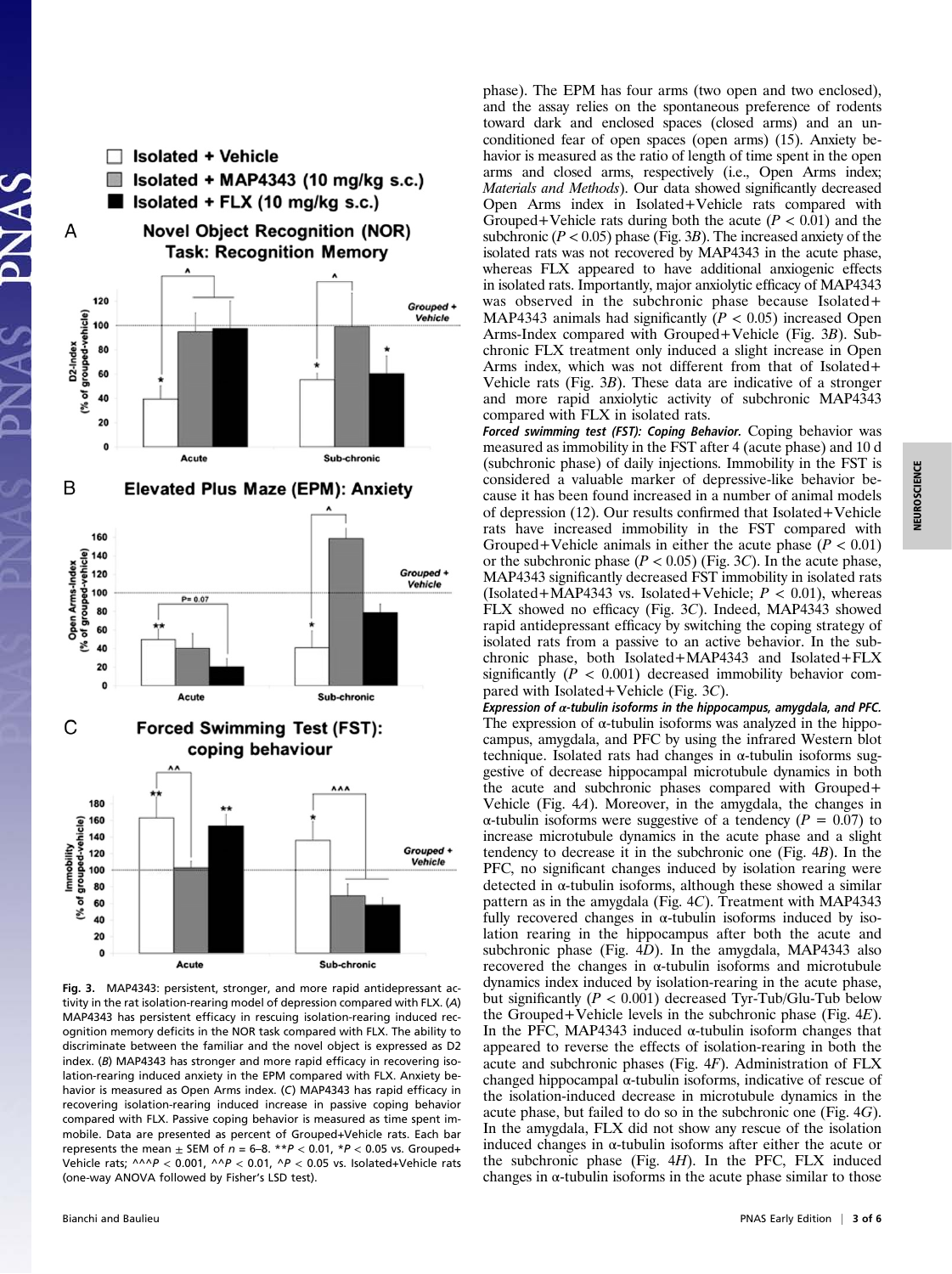Fig. 3. MAP4343: persistent, stronger, and more rapid antidepressant activity in the rat isolation-rearing model of depression compared with FLX. (*A*) MAP4343 has persistent efficacy in rescuing isolation-rearing induced recognition memory deficits in the NOR task compared with FLX. The ability to discriminate between the familiar and the novel object is expressed as D2 index. (*B*) MAP4343 has stronger and more rapid efficacy in recovering isolation-rearing induced anxiety in the EPM compared with FLX. Anxiety behavior is measured as Open Arms index. (*C*) MAP4343 has rapid efficacy in recovering isolation-rearing induced increase in passive coping behavior compared with FLX. Passive coping behavior is measured as time spent immobile. Data are presented as percent of Grouped+Vehicle rats. Each bar represents the mean ± SEM of $n$ = 6–8. \*\*$P < 0.01$, \*$P < 0.05$ vs. Grouped+Vehicle rats; ^^^$P < 0.001$, ^^$P < 0.01$, ^$P < 0.05$ vs. Isolated+Vehicle rats (one-way ANOVA followed by Fisher's LSD test).

phase). The EPM has four arms (two open and two enclosed), and the assay relies on the spontaneous preference of rodents toward dark and enclosed spaces (closed arms) and an unconditioned fear of open spaces (open arms) (15). Anxiety behavior is measured as the ratio of length of time spent in the open arms and closed arms, respectively (i.e., Open Arms index; *Materials and Methods*). Our data showed significantly decreased Open Arms index in Isolated+Vehicle rats compared with Grouped+Vehicle rats during both the acute ($P < 0.01$) and the subchronic ($P < 0.05$) phase (Fig. 3*B*). The increased anxiety of the isolated rats was not recovered by MAP4343 in the acute phase, whereas FLX appeared to have additional anxiogenic effects in isolated rats. Importantly, major anxiolytic efficacy of MAP4343 was observed in the subchronic phase because Isolated+MAP4343 animals had significantly ($P < 0.05$) increased Open Arms-Index compared with Grouped+Vehicle (Fig. 3*B*). Subchronic FLX treatment only induced a slight increase in Open Arms index, which was not different from that of Isolated+Vehicle rats (Fig. 3*B*). These data are indicative of a stronger and more rapid anxiolytic activity of subchronic MAP4343 compared with FLX in isolated rats.

***Forced swimming test (FST): Coping Behavior.*** Coping behavior was measured as immobility in the FST after 4 (acute phase) and 10 d (subchronic phase) of daily injections. Immobility in the FST is considered a valuable marker of depressive-like behavior because it has been found increased in a number of animal models of depression (12). Our results confirmed that Isolated+Vehicle rats have increased immobility in the FST compared with Grouped+Vehicle animals in either the acute phase ($P < 0.01$) or the subchronic phase ($P < 0.05$) (Fig. 3*C*). In the acute phase, MAP4343 significantly decreased FST immobility in isolated rats (Isolated+MAP4343 vs. Isolated+Vehicle; $P < 0.01$), whereas FLX showed no efficacy (Fig. 3*C*). Indeed, MAP4343 showed rapid antidepressant efficacy by switching the coping strategy of isolated rats from a passive to an active behavior. In the subchronic phase, both Isolated+MAP4343 and Isolated+FLX significantly ($P < 0.001$) decreased immobility behavior compared with Isolated+Vehicle (Fig. 3*C*).

***Expression of α-tubulin isoforms in the hippocampus, amygdala, and PFC.*** The expression of α-tubulin isoforms was analyzed in the hippocampus, amygdala, and PFC by using the infrared Western blot technique. Isolated rats had changes in α-tubulin isoforms suggestive of decrease hippocampal microtubule dynamics in both the acute and subchronic phases compared with Grouped+Vehicle (Fig. 4*A*). Moreover, in the amygdala, the changes in α-tubulin isoforms were suggestive of a tendency ($P = 0.07$) to increase microtubule dynamics in the acute phase and a slight tendency to decrease it in the subchronic one (Fig. 4*B*). In the PFC, no significant changes induced by isolation rearing were detected in α-tubulin isoforms, although these showed a similar pattern as in the amygdala (Fig. 4*C*). Treatment with MAP4343 fully recovered changes in α-tubulin isoforms induced by isolation rearing in the hippocampus after both the acute and subchronic phase (Fig. 4*D*). In the amygdala, MAP4343 also recovered the changes in α-tubulin isoforms and microtubule dynamics index induced by isolation-rearing in the acute phase, but significantly ($P < 0.001$) decreased Tyr-Tub/Glu-Tub below the Grouped+Vehicle levels in the subchronic phase (Fig. 4*E*). In the PFC, MAP4343 induced α-tubulin isoform changes that appeared to reverse the effects of isolation-rearing in both the acute and subchronic phases (Fig. 4*F*). Administration of FLX changed hippocampal α-tubulin isoforms, indicative of rescue of the isolation-induced decrease in microtubule dynamics in the acute phase, but failed to do so in the subchronic one (Fig. 4*G*). In the amygdala, FLX did not show any rescue of the isolation induced changes in α-tubulin isoforms after either the acute or the subchronic phase (Fig. 4*H*). In the PFC, FLX induced changes in α-tubulin isoforms in the acute phase similar to those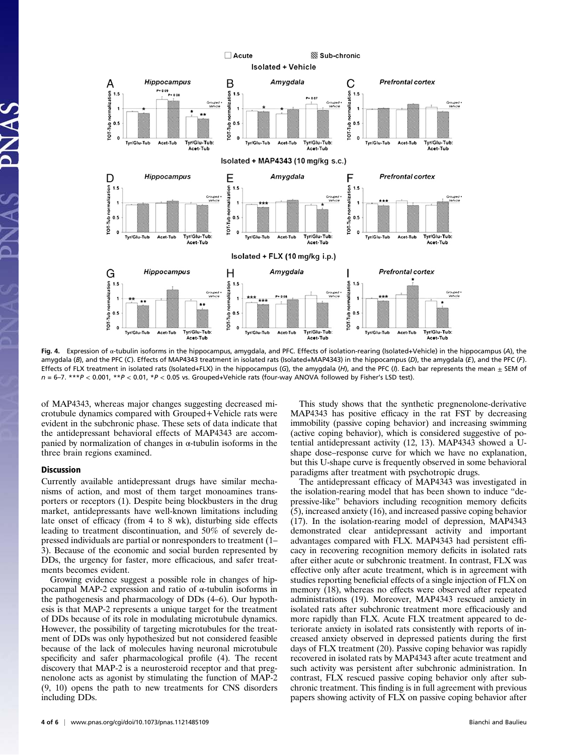Fig. 4. Expression of α-tubulin isoforms in the hippocampus, amygdala, and PFC. Effects of isolation-rearing (Isolated+Vehicle) in the hippocampus (*A*), the amygdala (*B*), and the PFC (*C*). Effects of MAP4343 treatment in isolated rats (Isolated+MAP4343) in the hippocampus (*D*), the amygdala (*E*), and the PFC (*F*). Effects of FLX treatment in isolated rats (Isolated+FLX) in the hippocampus (*G*), the amygdala (*H*), and the PFC (*I*). Each bar represents the mean ± SEM of $n = 6–7$. \*\*\*$P < 0.001$, \*\*$P < 0.01$, \*$P < 0.05$ vs. Grouped+Vehicle rats (four-way ANOVA followed by Fisher's LSD test).

of MAP4343, whereas major changes suggesting decreased microtubule dynamics compared with Grouped+Vehicle rats were evident in the subchronic phase. These sets of data indicate that the antidepressant behavioral effects of MAP4343 are accompanied by normalization of changes in α-tubulin isoforms in the three brain regions examined.

## Discussion

Currently available antidepressant drugs have similar mechanisms of action, and most of them target monoamines transporters or receptors (1). Despite being blockbusters in the drug market, antidepressants have well-known limitations including late onset of efficacy (from 4 to 8 wk), disturbing side effects leading to treatment discontinuation, and 50% of severely depressed individuals are partial or nonresponders to treatment (1–3). Because of the economic and social burden represented by DDs, the urgency for faster, more efficacious, and safer treatments becomes evident.

Growing evidence suggest a possible role in changes of hippocampal MAP-2 expression and ratio of α-tubulin isoforms in the pathogenesis and pharmacology of DDs (4–6). Our hypothesis is that MAP-2 represents a unique target for the treatment of DDs because of its role in modulating microtubule dynamics. However, the possibility of targeting microtubules for the treatment of DDs was only hypothesized but not considered feasible because of the lack of molecules having neuronal microtubule specificity and safer pharmacological profile (4). The recent discovery that MAP-2 is a neurosteroid receptor and that pregnenolone acts as agonist by stimulating the function of MAP-2 (9, 10) opens the path to new treatments for CNS disorders including DDs.

This study shows that the synthetic pregnenolone-derivative MAP4343 has positive efficacy in the rat FST by decreasing immobility (passive coping behavior) and increasing swimming (active coping behavior), which is considered suggestive of potential antidepressant activity (12, 13). MAP4343 showed a U-shape dose–response curve for which we have no explanation, but this U-shape curve is frequently observed in some behavioral paradigms after treatment with psychotropic drugs.

The antidepressant efficacy of MAP4343 was investigated in the isolation-rearing model that has been shown to induce "depressive-like" behaviors including recognition memory deficits (5), increased anxiety (16), and increased passive coping behavior (17). In the isolation-rearing model of depression, MAP4343 demonstrated clear antidepressant activity and important advantages compared with FLX. MAP4343 had persistent efficacy in recovering recognition memory deficits in isolated rats after either acute or subchronic treatment. In contrast, FLX was effective only after acute treatment, which is in agreement with studies reporting beneficial effects of a single injection of FLX on memory (18), whereas no effects were observed after repeated administrations (19). Moreover, MAP4343 rescued anxiety in isolated rats after subchronic treatment more efficaciously and more rapidly than FLX. Acute FLX treatment appeared to deteriorate anxiety in isolated rats consistently with reports of increased anxiety observed in depressed patients during the first days of FLX treatment (20). Passive coping behavior was rapidly recovered in isolated rats by MAP4343 after acute treatment and such activity was persistent after subchronic administration. In contrast, FLX rescued passive coping behavior only after subchronic treatment. This finding is in full agreement with previous papers showing activity of FLX on passive coping behavior after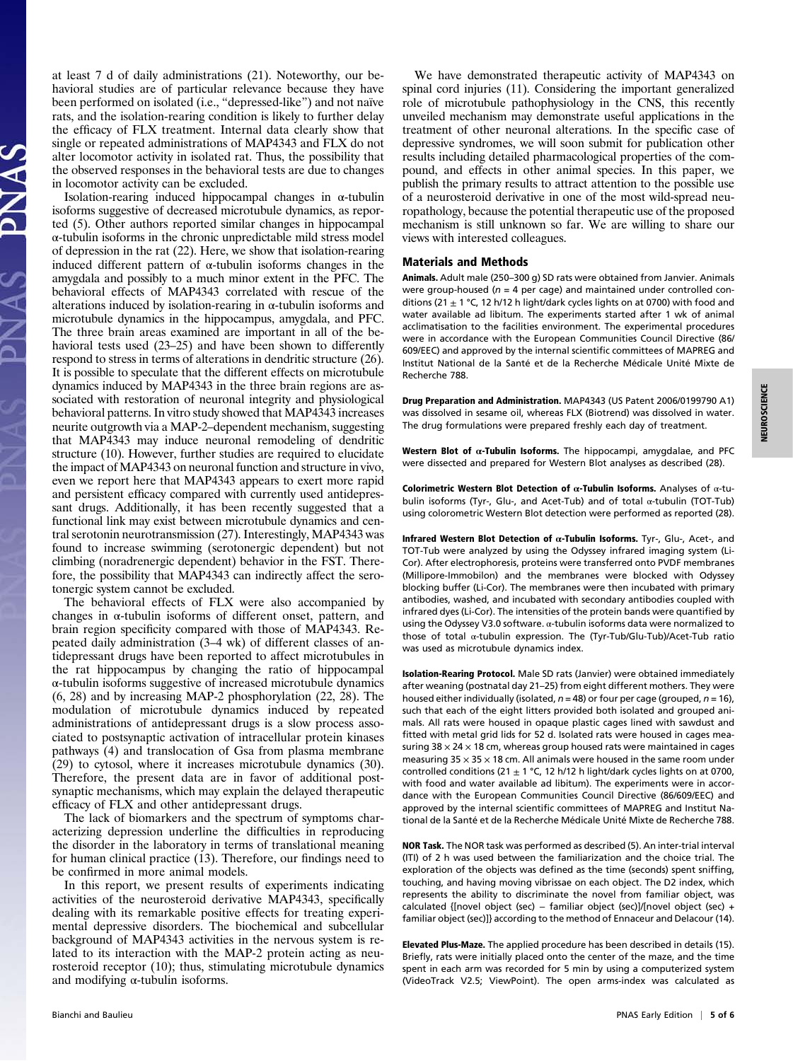at least 7 d of daily administrations (21). Noteworthy, our behavioral studies are of particular relevance because they have been performed on isolated (i.e., "depressed-like") and not naïve rats, and the isolation-rearing condition is likely to further delay the efficacy of FLX treatment. Internal data clearly show that single or repeated administrations of MAP4343 and FLX do not alter locomotor activity in isolated rat. Thus, the possibility that the observed responses in the behavioral tests are due to changes in locomotor activity can be excluded.

Isolation-rearing induced hippocampal changes in α-tubulin isoforms suggestive of decreased microtubule dynamics, as reported (5). Other authors reported similar changes in hippocampal α-tubulin isoforms in the chronic unpredictable mild stress model of depression in the rat (22). Here, we show that isolation-rearing induced different pattern of α-tubulin isoforms changes in the amygdala and possibly to a much minor extent in the PFC. The behavioral effects of MAP4343 correlated with rescue of the alterations induced by isolation-rearing in α-tubulin isoforms and microtubule dynamics in the hippocampus, amygdala, and PFC. The three brain areas examined are important in all of the behavioral tests used (23–25) and have been shown to differently respond to stress in terms of alterations in dendritic structure (26). It is possible to speculate that the different effects on microtubule dynamics induced by MAP4343 in the three brain regions are associated with restoration of neuronal integrity and physiological behavioral patterns. In vitro study showed that MAP4343 increases neurite outgrowth via a MAP-2–dependent mechanism, suggesting that MAP4343 may induce neuronal remodeling of dendritic structure (10). However, further studies are required to elucidate the impact of MAP4343 on neuronal function and structure in vivo, even we report here that MAP4343 appears to exert more rapid and persistent efficacy compared with currently used antidepressant drugs. Additionally, it has been recently suggested that a functional link may exist between microtubule dynamics and central serotonin neurotransmission (27). Interestingly, MAP4343 was found to increase swimming (serotonergic dependent) but not climbing (noradrenergic dependent) behavior in the FST. Therefore, the possibility that MAP4343 can indirectly affect the serotonergic system cannot be excluded.

The behavioral effects of FLX were also accompanied by changes in α-tubulin isoforms of different onset, pattern, and brain region specificity compared with those of MAP4343. Repeated daily administration (3–4 wk) of different classes of antidepressant drugs have been reported to affect microtubules in the rat hippocampus by changing the ratio of hippocampal α-tubulin isoforms suggestive of increased microtubule dynamics (6, 28) and by increasing MAP-2 phosphorylation (22, 28). The modulation of microtubule dynamics induced by repeated administrations of antidepressant drugs is a slow process associated to postsynaptic activation of intracellular protein kinases pathways (4) and translocation of Gsa from plasma membrane (29) to cytosol, where it increases microtubule dynamics (30). Therefore, the present data are in favor of additional postsynaptic mechanisms, which may explain the delayed therapeutic efficacy of FLX and other antidepressant drugs.

The lack of biomarkers and the spectrum of symptoms characterizing depression underline the difficulties in reproducing the disorder in the laboratory in terms of translational meaning for human clinical practice (13). Therefore, our findings need to be confirmed in more animal models.

In this report, we present results of experiments indicating activities of the neurosteroid derivative MAP4343, specifically dealing with its remarkable positive effects for treating experimental depressive disorders. The biochemical and subcellular background of MAP4343 activities in the nervous system is related to its interaction with the MAP-2 protein acting as neurosteroid receptor (10); thus, stimulating microtubule dynamics and modifying α-tubulin isoforms.

We have demonstrated therapeutic activity of MAP4343 on spinal cord injuries (11). Considering the important generalized role of microtubule pathophysiology in the CNS, this recently unveiled mechanism may demonstrate useful applications in the treatment of other neuronal alterations. In the specific case of depressive syndromes, we will soon submit for publication other results including detailed pharmacological properties of the compound, and effects in other animal species. In this paper, we publish the primary results to attract attention to the possible use of a neurosteroid derivative in one of the most wild-spread neuropathology, because the potential therapeutic use of the proposed mechanism is still unknown so far. We are willing to share our views with interested colleagues.

## Materials and Methods

**Animals.** Adult male (250–300 g) SD rats were obtained from Janvier. Animals were group-housed ($n = 4$ per cage) and maintained under controlled conditions (21 ± 1 °C, 12 h/12 h light/dark cycles lights on at 0700) with food and water available ad libitum. The experiments started after 1 wk of animal acclimatisation to the facilities environment. The experimental procedures were in accordance with the European Communities Council Directive (86/609/EEC) and approved by the internal scientific committees of MAPREG and Institut National de la Santé et de la Recherche Médicale Unité Mixte de Recherche 788.

**Drug Preparation and Administration.** MAP4343 (US Patent 2006/0199790 A1) was dissolved in sesame oil, whereas FLX (Biotrend) was dissolved in water. The drug formulations were prepared freshly each day of treatment.

**Western Blot of α-Tubulin Isoforms.** The hippocampi, amygdalae, and PFC were dissected and prepared for Western Blot analyses as described (28).

**Colorimetric Western Blot Detection of α-Tubulin Isoforms.** Analyses of α-tubulin isoforms (Tyr-, Glu-, and Acet-Tub) and of total α-tubulin (TOT-Tub) using colorometric Western Blot detection were performed as reported (28).

**Infrared Western Blot Detection of α-Tubulin Isoforms.** Tyr-, Glu-, Acet-, and TOT-Tub were analyzed by using the Odyssey infrared imaging system (Li-Cor). After electrophoresis, proteins were transferred onto PVDF membranes (Millipore-Immobilon) and the membranes were blocked with Odyssey blocking buffer (Li-Cor). The membranes were then incubated with primary antibodies, washed, and incubated with secondary antibodies coupled with infrared dyes (Li-Cor). The intensities of the protein bands were quantified by using the Odyssey V3.0 software. α-tubulin isoforms data were normalized to those of total α-tubulin expression. The (Tyr-Tub/Glu-Tub)/Acet-Tub ratio was used as microtubule dynamics index.

**Isolation-Rearing Protocol.** Male SD rats (Janvier) were obtained immediately after weaning (postnatal day 21–25) from eight different mothers. They were housed either individually (isolated, $n = 48$) or four per cage (grouped, $n = 16$), such that each of the eight litters provided both isolated and grouped animals. All rats were housed in opaque plastic cages lined with sawdust and fitted with metal grid lids for 52 d. Isolated rats were housed in cages measuring 38 × 24 × 18 cm, whereas group housed rats were maintained in cages measuring 35 × 35 × 18 cm. All animals were housed in the same room under controlled conditions (21 ± 1 °C, 12 h/12 h light/dark cycles lights on at 0700, with food and water available ad libitum). The experiments were in accordance with the European Communities Council Directive (86/609/EEC) and approved by the internal scientific committees of MAPREG and Institut National de la Santé et de la Recherche Médicale Unité Mixte de Recherche 788.

**NOR Task.** The NOR task was performed as described (5). An inter-trial interval (ITI) of 2 h was used between the familiarization and the choice trial. The exploration of the objects was defined as the time (seconds) spent sniffing, touching, and having moving vibrissae on each object. The D2 index, which represents the ability to discriminate the novel from familiar object, was calculated {[novel object (sec) − familiar object (sec)]/[novel object (sec) + familiar object (sec)]} according to the method of Ennaceur and Delacour (14).

**Elevated Plus-Maze.** The applied procedure has been described in details (15). Briefly, rats were initially placed onto the center of the maze, and the time spent in each arm was recorded for 5 min by using a computerized system (VideoTrack V2.5; ViewPoint). The open arms-index was calculated as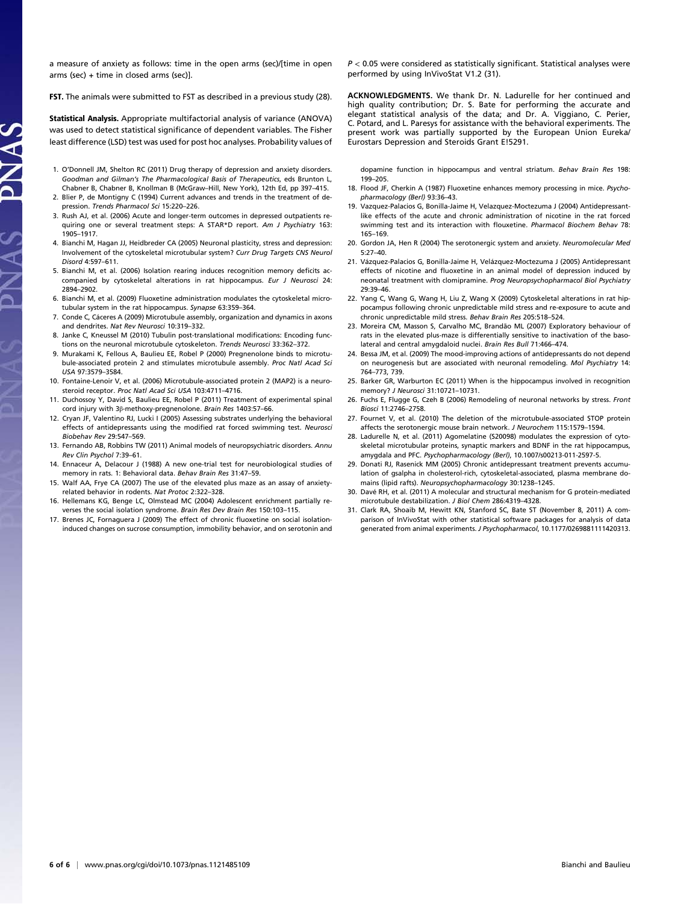a measure of anxiety as follows: time in the open arms (sec)/[time in open arms (sec) + time in closed arms (sec)].

**FST.** The animals were submitted to FST as described in a previous study (28).

**Statistical Analysis.** Appropriate multifactorial analysis of variance (ANOVA) was used to detect statistical significance of dependent variables. The Fisher least difference (LSD) test was used for post hoc analyses. Probability values of $P < 0.05$ were considered as statistically significant. Statistical analyses were performed by using InVivoStat V1.2 (31).

**ACKNOWLEDGMENTS.** We thank Dr. N. Ladurelle for her continued and high quality contribution; Dr. S. Bate for performing the accurate and elegant statistical analysis of the data; and Dr. A. Viggiano, C. Perier, C. Potard, and L. Paresys for assistance with the behavioral experiments. The present work was partially supported by the European Union Eureka/Eurostars Depression and Steroids Grant E!5291.

1. O'Donnell JM, Shelton RC (2011) Drug therapy of depression and anxiety disorders. *Goodman and Gilman's The Pharmacological Basis of Therapeutics*, eds Brunton L, Chabner B, Chabner B, Knollman B (McGraw–Hill, New York), 12th Ed, pp 397–415.
2. Blier P, de Montigny C (1994) Current advances and trends in the treatment of depression. *Trends Pharmacol Sci* 15:220–226.
3. Rush AJ, et al. (2006) Acute and longer-term outcomes in depressed outpatients requiring one or several treatment steps: A STAR*D report. *Am J Psychiatry* 163: 1905–1917.
4. Bianchi M, Hagan JJ, Heidbreder CA (2005) Neuronal plasticity, stress and depression: Involvement of the cytoskeletal microtubular system? *Curr Drug Targets CNS Neurol Disord* 4:597–611.
5. Bianchi M, et al. (2006) Isolation rearing induces recognition memory deficits accompanied by cytoskeletal alterations in rat hippocampus. *Eur J Neurosci* 24: 2894–2902.
6. Bianchi M, et al. (2009) Fluoxetine administration modulates the cytoskeletal microtubular system in the rat hippocampus. *Synapse* 63:359–364.
7. Conde C, Cáceres A (2009) Microtubule assembly, organization and dynamics in axons and dendrites. *Nat Rev Neurosci* 10:319–332.
8. Janke C, Kneussel M (2010) Tubulin post-translational modifications: Encoding functions on the neuronal microtubule cytoskeleton. *Trends Neurosci* 33:362–372.
9. Murakami K, Fellous A, Baulieu EE, Robel P (2000) Pregnenolone binds to microtubule-associated protein 2 and stimulates microtubule assembly. *Proc Natl Acad Sci USA* 97:3579–3584.
10. Fontaine-Lenoir V, et al. (2006) Microtubule-associated protein 2 (MAP2) is a neurosteroid receptor. *Proc Natl Acad Sci USA* 103:4711–4716.
11. Duchossoy Y, David S, Baulieu EE, Robel P (2011) Treatment of experimental spinal cord injury with 3β-methoxy-pregnenolone. *Brain Res* 1403:57–66.
12. Cryan JF, Valentino RJ, Lucki I (2005) Assessing substrates underlying the behavioral effects of antidepressants using the modified rat forced swimming test. *Neurosci Biobehav Rev* 29:547–569.
13. Fernando AB, Robbins TW (2011) Animal models of neuropsychiatric disorders. *Annu Rev Clin Psychol* 7:39–61.
14. Ennaceur A, Delacour J (1988) A new one-trial test for neurobiological studies of memory in rats. 1: Behavioral data. *Behav Brain Res* 31:47–59.
15. Walf AA, Frye CA (2007) The use of the elevated plus maze as an assay of anxiety-related behavior in rodents. *Nat Protoc* 2:322–328.
16. Hellemans KG, Benge LC, Olmstead MC (2004) Adolescent enrichment partially reverses the social isolation syndrome. *Brain Res Dev Brain Res* 150:103–115.
17. Brenes JC, Fornaguera J (2009) The effect of chronic fluoxetine on social isolation-induced changes on sucrose consumption, immobility behavior, and on serotonin and dopamine function in hippocampus and ventral striatum. *Behav Brain Res* 198: 199–205.
18. Flood JF, Cherkin A (1987) Fluoxetine enhances memory processing in mice. *Psychopharmacology (Berl)* 93:36–43.
19. Vazquez-Palacios G, Bonilla-Jaime H, Velazquez-Moctezuma J (2004) Antidepressant-like effects of the acute and chronic administration of nicotine in the rat forced swimming test and its interaction with flouxetine. *Pharmacol Biochem Behav* 78: 165–169.
20. Gordon JA, Hen R (2004) The serotonergic system and anxiety. *Neuromolecular Med* 5:27–40.
21. Vázquez-Palacios G, Bonilla-Jaime H, Velázquez-Moctezuma J (2005) Antidepressant effects of nicotine and fluoxetine in an animal model of depression induced by neonatal treatment with clomipramine. *Prog Neuropsychopharmacol Biol Psychiatry* 29:39–46.
22. Yang C, Wang G, Wang H, Liu Z, Wang X (2009) Cytoskeletal alterations in rat hippocampus following chronic unpredictable mild stress and re-exposure to acute and chronic unpredictable mild stress. *Behav Brain Res* 205:518–524.
23. Moreira CM, Masson S, Carvalho MC, Brandão ML (2007) Exploratory behaviour of rats in the elevated plus-maze is differentially sensitive to inactivation of the basolateral and central amygdaloid nuclei. *Brain Res Bull* 71:466–474.
24. Bessa JM, et al. (2009) The mood-improving actions of antidepressants do not depend on neurogenesis but are associated with neuronal remodeling. *Mol Psychiatry* 14: 764–773, 739.
25. Barker GR, Warburton EC (2011) When is the hippocampus involved in recognition memory? *J Neurosci* 31:10721–10731.
26. Fuchs E, Flugge G, Czeh B (2006) Remodeling of neuronal networks by stress. *Front Biosci* 11:2746–2758.
27. Fournet V, et al. (2010) The deletion of the microtubule-associated STOP protein affects the serotonergic mouse brain network. *J Neurochem* 115:1579–1594.
28. Ladurelle N, et al. (2011) Agomelatine (S20098) modulates the expression of cytoskeletal microtubular proteins, synaptic markers and BDNF in the rat hippocampus, amygdala and PFC. *Psychopharmacology (Berl)*, 10.1007/s00213-011-2597-5.
29. Donati RJ, Rasenick MM (2005) Chronic antidepressant treatment prevents accumulation of gsalpha in cholesterol-rich, cytoskeletal-associated, plasma membrane domains (lipid rafts). *Neuropsychopharmacology* 30:1238–1245.
30. Davé RH, et al. (2011) A molecular and structural mechanism for G protein-mediated microtubule destabilization. *J Biol Chem* 286:4319–4328.
31. Clark RA, Shoaib M, Hewitt KN, Stanford SC, Bate ST (November 8, 2011) A comparison of InVivoStat with other statistical software packages for analysis of data generated from animal experiments. *J Psychopharmacol*, 10.1177/0269881111420313.